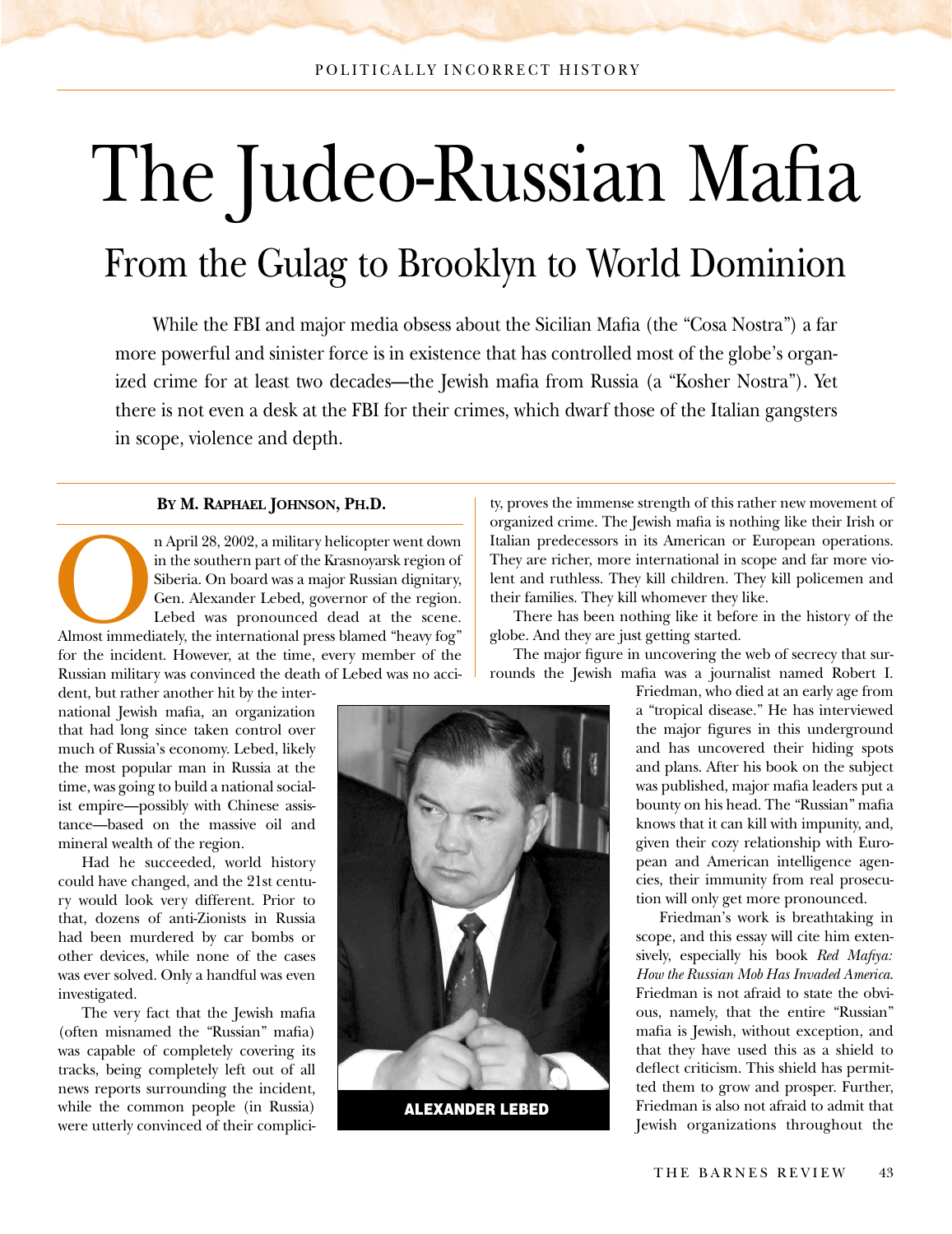# The Judeo-Russian Mafia

## From the Gulag to Brooklyn to World Dominion

While the FBI and major media obsess about the Sicilian Mafia (the "Cosa Nostra") a far more powerful and sinister force is in existence that has controlled most of the globe's organized crime for at least two decades—the Jewish mafia from Russia (a "Kosher Nostra"). Yet there is not even a desk at the FBI for their crimes, which dwarf those of the Italian gangsters in scope, violence and depth.

**BY M. RAPHAEL JOHNSON, PH.D.**

On April 28, 2002, a military helicopter went down in the southern part of the Krasnoyarsk region of Siberia. On board was a major Russian dignitary, Gen. Alexander Lebed, governor of the region. Lebed was pronounced dead at the scene. Almost immediately, the international press blamed "heavy fog" for the incident. However, at the time, every member of the Russian military was convinced the death of Lebed was no accident, but rather another hit by the international Jewish mafia, an organization that had long since taken control over much of Russia's economy. Lebed, likely the most popular man in Russia at the time, was going to build a national socialist empire—possibly with Chinese assistance—based on the massive oil and mineral wealth of the region.

Had he succeeded, world history could have changed, and the 21st century would look very different. Prior to that, dozens of anti-Zionists in Russia had been murdered by car bombs or other devices, while none of the cases was ever solved. Only a handful was even investigated.

The very fact that the Jewish mafia (often misnamed the "Russian" mafia) was capable of completely covering its tracks, being completely left out of all news reports surrounding the incident, while the common people (in Russia) were utterly convinced of their complicity, proves the immense strength of this rather new movement of organized crime. The Jewish mafia is nothing like their Irish or Italian predecessors in its American or European operations. They are richer, more international in scope and far more violent and ruthless. They kill children. They kill policemen and their families. They kill whomever they like.

There has been nothing like it before in the history of the globe. And they are just getting started.

The major figure in uncovering the web of secrecy that surrounds the Jewish mafia was a journalist named Robert I. Friedman, who died at an early age from a "tropical disease." He has interviewed the major figures in this underground and has uncovered their hiding spots and plans. After his book on the subject was published, major mafia leaders put a bounty on his head. The "Russian" mafia knows that it can kill with impunity, and, given their cozy relationship with European and American intelligence agencies, their immunity from real prosecution will only get more pronounced.

Friedman's work is breathtaking in scope, and this essay will cite him extensively, especially his book *Red Mafiya: How the Russian Mob Has Invaded America*. Friedman is not afraid to state the obvious, namely, that the entire "Russian" mafia is Jewish, without exception, and that they have used this as a shield to deflect criticism. This shield has permitted them to grow and prosper. Further, Friedman is also not afraid to admit that Jewish organizations throughout the

ALEXANDER LEBED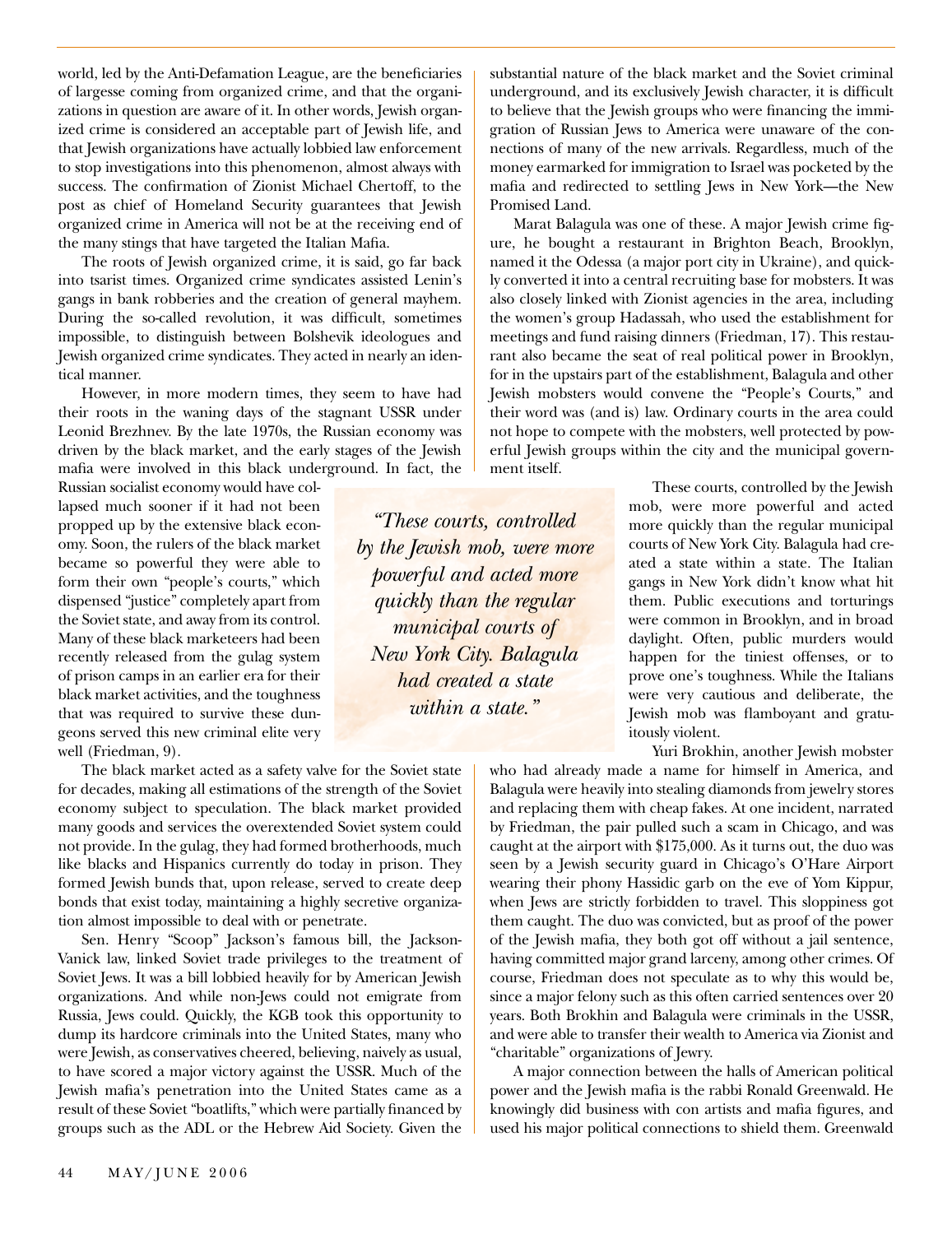world, led by the Anti-Defamation League, are the beneficiaries of largesse coming from organized crime, and that the organizations in question are aware of it. In other words, Jewish organized crime is considered an acceptable part of Jewish life, and that Jewish organizations have actually lobbied law enforcement to stop investigations into this phenomenon, almost always with success. The confirmation of Zionist Michael Chertoff, to the post as chief of Homeland Security guarantees that Jewish organized crime in America will not be at the receiving end of the many stings that have targeted the Italian Mafia.

The roots of Jewish organized crime, it is said, go far back into tsarist times. Organized crime syndicates assisted Lenin's gangs in bank robberies and the creation of general mayhem. During the so-called revolution, it was difficult, sometimes impossible, to distinguish between Bolshevik ideologues and Jewish organized crime syndicates. They acted in nearly an identical manner.

However, in more modern times, they seem to have had their roots in the waning days of the stagnant USSR under Leonid Brezhnev. By the late 1970s, the Russian economy was driven by the black market, and the early stages of the Jewish mafia were involved in this black underground. In fact, the Russian socialist economy would have collapsed much sooner if it had not been propped up by the extensive black economy. Soon, the rulers of the black market became so powerful they were able to form their own "people's courts," which dispensed "justice" completely apart from the Soviet state, and away from its control. Many of these black marketeers had been recently released from the gulag system of prison camps in an earlier era for their black market activities, and the toughness that was required to survive these dungeons served this new criminal elite very well (Friedman, 9).

The black market acted as a safety valve for the Soviet state for decades, making all estimations of the strength of the Soviet economy subject to speculation. The black market provided many goods and services the overextended Soviet system could not provide. In the gulag, they had formed brotherhoods, much like blacks and Hispanics currently do today in prison. They formed Jewish bunds that, upon release, served to create deep bonds that exist today, maintaining a highly secretive organization almost impossible to deal with or penetrate.

Sen. Henry "Scoop" Jackson's famous bill, the Jackson-Vanick law, linked Soviet trade privileges to the treatment of Soviet Jews. It was a bill lobbied heavily for by American Jewish organizations. And while non-Jews could not emigrate from Russia, Jews could. Quickly, the KGB took this opportunity to dump its hardcore criminals into the United States, many who were Jewish, as conservatives cheered, believing, naively as usual, to have scored a major victory against the USSR. Much of the Jewish mafia's penetration into the United States came as a result of these Soviet "boatlifts," which were partially financed by groups such as the ADL or the Hebrew Aid Society. Given the substantial nature of the black market and the Soviet criminal underground, and its exclusively Jewish character, it is difficult to believe that the Jewish groups who were financing the immigration of Russian Jews to America were unaware of the connections of many of the new arrivals. Regardless, much of the money earmarked for immigration to Israel was pocketed by the mafia and redirected to settling Jews in New York—the New Promised Land.

Marat Balagula was one of these. A major Jewish crime figure, he bought a restaurant in Brighton Beach, Brooklyn, named it the Odessa (a major port city in Ukraine), and quickly converted it into a central recruiting base for mobsters. It was also closely linked with Zionist agencies in the area, including the women's group Hadassah, who used the establishment for meetings and fund raising dinners (Friedman, 17). This restaurant also became the seat of real political power in Brooklyn, for in the upstairs part of the establishment, Balagula and other Jewish mobsters would convene the "People's Courts," and their word was (and is) law. Ordinary courts in the area could not hope to compete with the mobsters, well protected by powerful Jewish groups within the city and the municipal government itself.

> *"These courts, controlled by the Jewish mob, were more powerful and acted more quickly than the regular municipal courts of New York City. Balagula had created a state within a state."*

These courts, controlled by the Jewish mob, were more powerful and acted more quickly than the regular municipal courts of New York City. Balagula had created a state within a state. The Italian gangs in New York didn't know what hit them. Public executions and torturings were common in Brooklyn, and in broad daylight. Often, public murders would happen for the tiniest offenses, or to prove one's toughness. While the Italians were very cautious and deliberate, the Jewish mob was flamboyant and gratuitously violent.

Yuri Brokhin, another Jewish mobster who had already made a name for himself in America, and Balagula were heavily into stealing diamonds from jewelry stores and replacing them with cheap fakes. At one incident, narrated by Friedman, the pair pulled such a scam in Chicago, and was caught at the airport with $175,000. As it turns out, the duo was seen by a Jewish security guard in Chicago's O'Hare Airport wearing their phony Hassidic garb on the eve of Yom Kippur, when Jews are strictly forbidden to travel. This sloppiness got them caught. The duo was convicted, but as proof of the power of the Jewish mafia, they both got off without a jail sentence, having committed major grand larceny, among other crimes. Of course, Friedman does not speculate as to why this would be, since a major felony such as this often carried sentences over 20 years. Both Brokhin and Balagula were criminals in the USSR, and were able to transfer their wealth to America via Zionist and "charitable" organizations of Jewry.

A major connection between the halls of American political power and the Jewish mafia is the rabbi Ronald Greenwald. He knowingly did business with con artists and mafia figures, and used his major political connections to shield them. Greenwald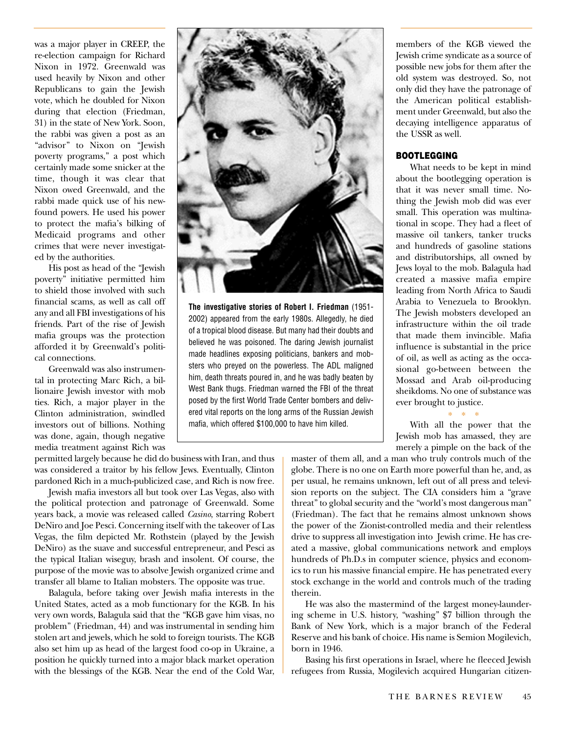was a major player in CREEP, the re-election campaign for Richard Nixon in 1972. Greenwald was used heavily by Nixon and other Republicans to gain the Jewish vote, which he doubled for Nixon during that election (Friedman, 31) in the state of New York. Soon, the rabbi was given a post as an "advisor" to Nixon on "Jewish poverty programs," a post which certainly made some snicker at the time, though it was clear that Nixon owed Greenwald, and the rabbi made quick use of his newfound powers. He used his power to protect the mafia's bilking of Medicaid programs and other crimes that were never investigated by the authorities.

His post as head of the "Jewish poverty" initiative permitted him to shield those involved with such financial scams, as well as call off any and all FBI investigations of his friends. Part of the rise of Jewish mafia groups was the protection afforded it by Greenwald's political connections.

Greenwald was also instrumental in protecting Marc Rich, a billionaire Jewish investor with mob ties. Rich, a major player in the Clinton administration, swindled investors out of billions. Nothing was done, again, though negative media treatment against Rich was permitted largely because he did do business with Iran, and thus was considered a traitor by his fellow Jews. Eventually, Clinton pardoned Rich in a much-publicized case, and Rich is now free.

Jewish mafia investors all but took over Las Vegas, also with the political protection and patronage of Greenwald. Some years back, a movie was released called *Casino*, starring Robert DeNiro and Joe Pesci. Concerning itself with the takeover of Las Vegas, the film depicted Mr. Rothstein (played by the Jewish DeNiro) as the suave and successful entrepreneur, and Pesci as the typical Italian wiseguy, brash and insolent. Of course, the purpose of the movie was to absolve Jewish organized crime and transfer all blame to Italian mobsters. The opposite was true.

Balagula, before taking over Jewish mafia interests in the United States, acted as a mob functionary for the KGB. In his very own words, Balagula said that the "KGB gave him visas, no problem" (Friedman, 44) and was instrumental in sending him stolen art and jewels, which he sold to foreign tourists. The KGB also set him up as head of the largest food co-op in Ukraine, a position he quickly turned into a major black market operation with the blessings of the KGB. Near the end of the Cold War, members of the KGB viewed the Jewish crime syndicate as a source of possible new jobs for them after the old system was destroyed. So, not only did they have the patronage of the American political establishment under Greenwald, but also the decaying intelligence apparatus of the USSR as well.

## BOOTLEGGING

What needs to be kept in mind about the bootlegging operation is that it was never small time. Nothing the Jewish mob did was ever small. This operation was multinational in scope. They had a fleet of massive oil tankers, tanker trucks and hundreds of gasoline stations and distributorships, all owned by Jews loyal to the mob. Balagula had created a massive mafia empire leading from North Africa to Saudi Arabia to Venezuela to Brooklyn. The Jewish mobsters developed an infrastructure within the oil trade that made them invincible. Mafia influence is substantial in the price of oil, as well as acting as the occasional go-between between the Mossad and Arab oil-producing sheikdoms. No one of substance was ever brought to justice.

\* \* \*

With all the power that the Jewish mob has amassed, they are merely a pimple on the back of the master of them all, and a man who truly controls much of the globe. There is no one on Earth more powerful than he, and, as per usual, he remains unknown, left out of all press and television reports on the subject. The CIA considers him a "grave threat" to global security and the "world's most dangerous man" (Friedman). The fact that he remains almost unknown shows the power of the Zionist-controlled media and their relentless drive to suppress all investigation into Jewish crime. He has created a massive, global communications network and employs hundreds of Ph.D.s in computer science, physics and economics to run his massive financial empire. He has penetrated every stock exchange in the world and controls much of the trading therein.

He was also the mastermind of the largest money-laundering scheme in U.S. history, "washing" $7 billion through the Bank of New York, which is a major branch of the Federal Reserve and his bank of choice. His name is Semion Mogilevich, born in 1946.

Basing his first operations in Israel, where he fleeced Jewish refugees from Russia, Mogilevich acquired Hungarian citizen-

**The investigative stories of Robert I. Friedman** (1951-2002) appeared from the early 1980s. Allegedly, he died of a tropical blood disease. But many had their doubts and believed he was poisoned. The daring Jewish journalist made headlines exposing politicians, bankers and mobsters who preyed on the powerless. The ADL maligned him, death threats poured in, and he was badly beaten by West Bank thugs. Friedman warned the FBI of the threat posed by the first World Trade Center bombers and delivered vital reports on the long arms of the Russian Jewish mafia, which offered $100,000 to have him killed.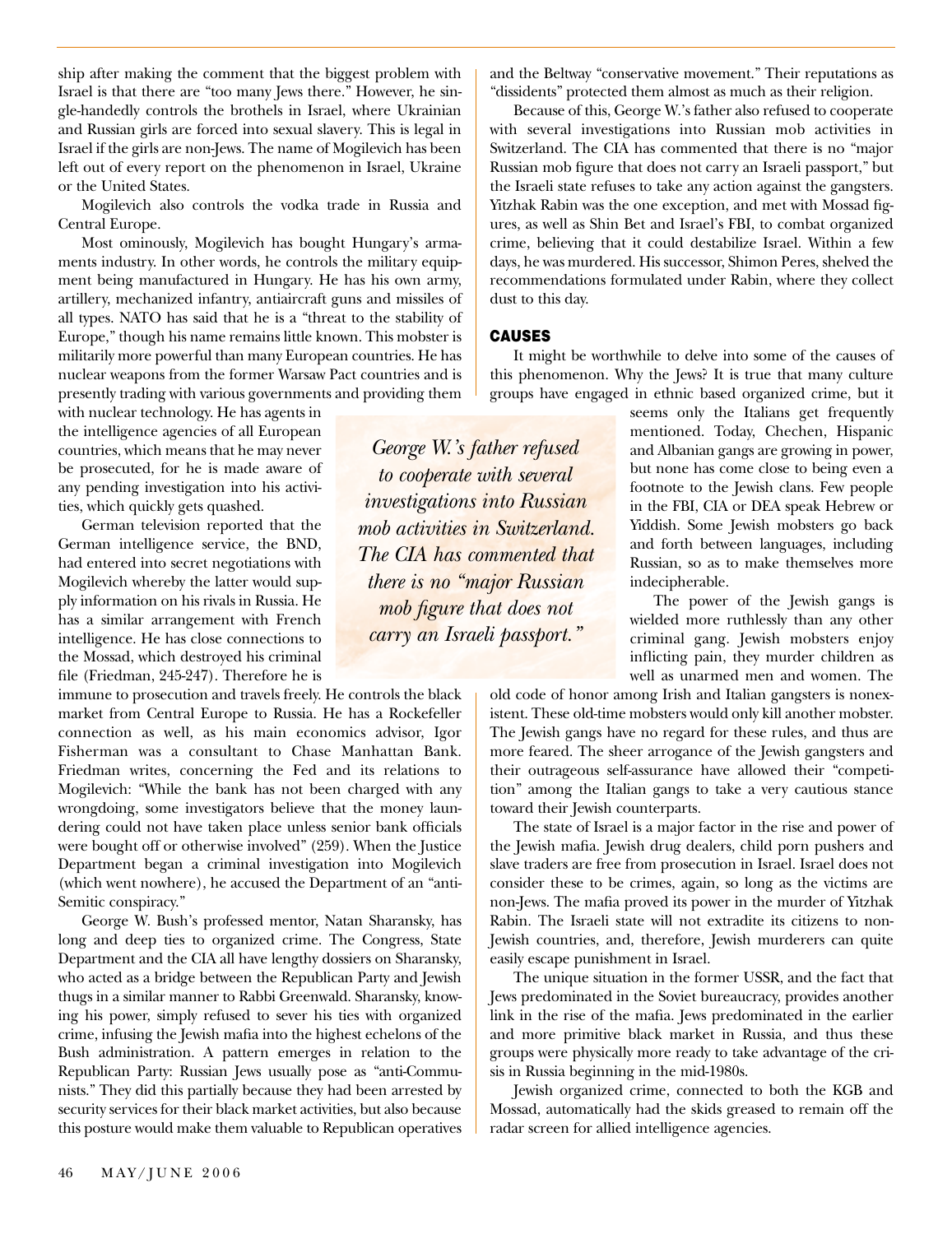ship after making the comment that the biggest problem with Israel is that there are "too many Jews there." However, he single-handedly controls the brothels in Israel, where Ukrainian and Russian girls are forced into sexual slavery. This is legal in Israel if the girls are non-Jews. The name of Mogilevich has been left out of every report on the phenomenon in Israel, Ukraine or the United States.

Mogilevich also controls the vodka trade in Russia and Central Europe.

Most ominously, Mogilevich has bought Hungary's armaments industry. In other words, he controls the military equipment being manufactured in Hungary. He has his own army, artillery, mechanized infantry, antiaircraft guns and missiles of all types. NATO has said that he is a "threat to the stability of Europe," though his name remains little known. This mobster is militarily more powerful than many European countries. He has nuclear weapons from the former Warsaw Pact countries and is presently trading with various governments and providing them with nuclear technology. He has agents in the intelligence agencies of all European countries, which means that he may never be prosecuted, for he is made aware of any pending investigation into his activities, which quickly gets quashed.

German television reported that the German intelligence service, the BND, had entered into secret negotiations with Mogilevich whereby the latter would supply information on his rivals in Russia. He has a similar arrangement with French intelligence. He has close connections to the Mossad, which destroyed his criminal file (Friedman, 245-247). Therefore he is immune to prosecution and travels freely. He controls the black market from Central Europe to Russia. He has a Rockefeller connection as well, as his main economics advisor, Igor Fisherman was a consultant to Chase Manhattan Bank. Friedman writes, concerning the Fed and its relations to Mogilevich: "While the bank has not been charged with any wrongdoing, some investigators believe that the money laundering could not have taken place unless senior bank officials were bought off or otherwise involved" (259). When the Justice Department began a criminal investigation into Mogilevich (which went nowhere), he accused the Department of an "anti-Semitic conspiracy."

George W. Bush's professed mentor, Natan Sharansky, has long and deep ties to organized crime. The Congress, State Department and the CIA all have lengthy dossiers on Sharansky, who acted as a bridge between the Republican Party and Jewish thugs in a similar manner to Rabbi Greenwald. Sharansky, knowing his power, simply refused to sever his ties with organized crime, infusing the Jewish mafia into the highest echelons of the Bush administration. A pattern emerges in relation to the Republican Party: Russian Jews usually pose as "anti-Communists." They did this partially because they had been arrested by security services for their black market activities, but also because this posture would make them valuable to Republican operatives and the Beltway "conservative movement." Their reputations as "dissidents" protected them almost as much as their religion.

Because of this, George W.'s father also refused to cooperate with several investigations into Russian mob activities in Switzerland. The CIA has commented that there is no "major Russian mob figure that does not carry an Israeli passport," but the Israeli state refuses to take any action against the gangsters. Yitzhak Rabin was the one exception, and met with Mossad figures, as well as Shin Bet and Israel's FBI, to combat organized crime, believing that it could destabilize Israel. Within a few days, he was murdered. His successor, Shimon Peres, shelved the recommendations formulated under Rabin, where they collect dust to this day.

> *George W.'s father refused to cooperate with several investigations into Russian mob activities in Switzerland. The CIA has commented that there is no "major Russian mob figure that does not carry an Israeli passport."*

## CAUSES

It might be worthwhile to delve into some of the causes of this phenomenon. Why the Jews? It is true that many culture groups have engaged in ethnic based organized crime, but it seems only the Italians get frequently mentioned. Today, Chechen, Hispanic and Albanian gangs are growing in power, but none has come close to being even a footnote to the Jewish clans. Few people in the FBI, CIA or DEA speak Hebrew or Yiddish. Some Jewish mobsters go back and forth between languages, including Russian, so as to make themselves more indecipherable.

The power of the Jewish gangs is wielded more ruthlessly than any other criminal gang. Jewish mobsters enjoy inflicting pain, they murder children as well as unarmed men and women. The old code of honor among Irish and Italian gangsters is nonexistent. These old-time mobsters would only kill another mobster. The Jewish gangs have no regard for these rules, and thus are more feared. The sheer arrogance of the Jewish gangsters and their outrageous self-assurance have allowed their "competition" among the Italian gangs to take a very cautious stance toward their Jewish counterparts.

The state of Israel is a major factor in the rise and power of the Jewish mafia. Jewish drug dealers, child porn pushers and slave traders are free from prosecution in Israel. Israel does not consider these to be crimes, again, so long as the victims are non-Jews. The mafia proved its power in the murder of Yitzhak Rabin. The Israeli state will not extradite its citizens to non-Jewish countries, and, therefore, Jewish murderers can quite easily escape punishment in Israel.

The unique situation in the former USSR, and the fact that Jews predominated in the Soviet bureaucracy, provides another link in the rise of the mafia. Jews predominated in the earlier and more primitive black market in Russia, and thus these groups were physically more ready to take advantage of the crisis in Russia beginning in the mid-1980s.

Jewish organized crime, connected to both the KGB and Mossad, automatically had the skids greased to remain off the radar screen for allied intelligence agencies.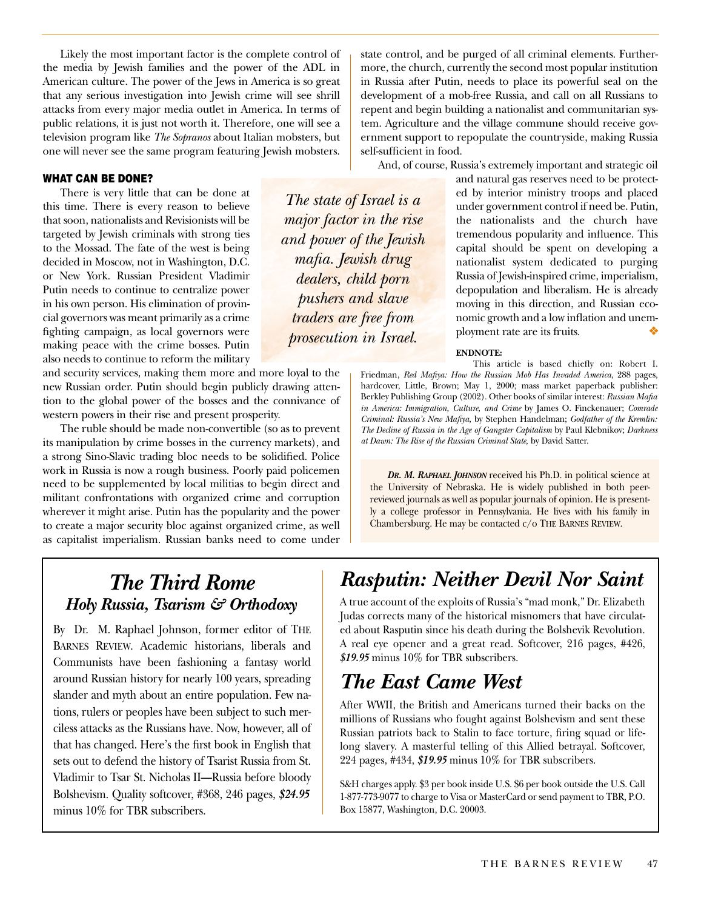Likely the most important factor is the complete control of the media by Jewish families and the power of the ADL in American culture. The power of the Jews in America is so great that any serious investigation into Jewish crime will see shrill attacks from every major media outlet in America. In terms of public relations, it is just not worth it. Therefore, one will see a television program like *The Sopranos* about Italian mobsters, but one will never see the same program featuring Jewish mobsters.

### WHAT CAN BE DONE?

There is very little that can be done at this time. There is every reason to believe that soon, nationalists and Revisionists will be targeted by Jewish criminals with strong ties to the Mossad. The fate of the west is being decided in Moscow, not in Washington, D.C. or New York. Russian President Vladimir Putin needs to continue to centralize power in his own person. His elimination of provincial governors was meant primarily as a crime fighting campaign, as local governors were making peace with the crime bosses. Putin also needs to continue to reform the military and security services, making them more and more loyal to the new Russian order. Putin should begin publicly drawing attention to the global power of the bosses and the connivance of western powers in their rise and present prosperity.

*The state of Israel is a major factor in the rise and power of the Jewish mafia. Jewish drug dealers, child porn pushers and slave traders are free from prosecution in Israel.*

The ruble should be made non-convertible (so as to prevent its manipulation by crime bosses in the currency markets), and a strong Sino-Slavic trading bloc needs to be solidified. Police work in Russia is now a rough business. Poorly paid policemen need to be supplemented by local militias to begin direct and militant confrontations with organized crime and corruption wherever it might arise. Putin has the popularity and the power to create a major security bloc against organized crime, as well as capitalist imperialism. Russian banks need to come under state control, and be purged of all criminal elements. Furthermore, the church, currently the second most popular institution in Russia after Putin, needs to place its powerful seal on the development of a mob-free Russia, and call on all Russians to repent and begin building a nationalist and communitarian system. Agriculture and the village commune should receive government support to repopulate the countryside, making Russia self-sufficient in food.

And, of course, Russia's extremely important and strategic oil and natural gas reserves need to be protected by interior ministry troops and placed under government control if need be. Putin, the nationalists and the church have tremendous popularity and influence. This capital should be spent on developing a nationalist system dedicated to purging Russia of Jewish-inspired crime, imperialism, depopulation and liberalism. He is already moving in this direction, and Russian economic growth and a low inflation and unemployment rate are its fruits. ❖

**ENDNOTE:**

This article is based chiefly on: Robert I. Friedman, *Red Mafiya: How the Russian Mob Has Invaded America*, 288 pages, hardcover, Little, Brown; May 1, 2000; mass market paperback publisher: Berkley Publishing Group (2002). Other books of similar interest: *Russian Mafia in America: Immigration, Culture, and Crime* by James O. Finckenauer; *Comrade Criminal: Russia's New Mafiya*, by Stephen Handelman; *Godfather of the Kremlin: The Decline of Russia in the Age of Gangster Capitalism* by Paul Klebnikov; *Darkness at Dawn: The Rise of the Russian Criminal State,* by David Satter.

***DR. M. RAPHAEL JOHNSON*** received his Ph.D. in political science at the University of Nebraska. He is widely published in both peer-reviewed journals as well as popular journals of opinion. He is presently a college professor in Pennsylvania. He lives with his family in Chambersburg. He may be contacted c/o THE BARNES REVIEW.

## *The Third Rome*
### *Holy Russia, Tsarism & Orthodoxy*

By Dr. M. Raphael Johnson, former editor of THE BARNES REVIEW. Academic historians, liberals and Communists have been fashioning a fantasy world around Russian history for nearly 100 years, spreading slander and myth about an entire population. Few nations, rulers or peoples have been subject to such merciless attacks as the Russians have. Now, however, all of that has changed. Here's the first book in English that sets out to defend the history of Tsarist Russia from St. Vladimir to Tsar St. Nicholas II—Russia before bloody Bolshevism. Quality softcover, #368, 246 pages, ***$24.95*** minus 10% for TBR subscribers.

## *Rasputin: Neither Devil Nor Saint*

A true account of the exploits of Russia's "mad monk," Dr. Elizabeth Judas corrects many of the historical misnomers that have circulated about Rasputin since his death during the Bolshevik Revolution. A real eye opener and a great read. Softcover, 216 pages, #426, ***$19.95*** minus 10% for TBR subscribers.

## *The East Came West*

After WWII, the British and Americans turned their backs on the millions of Russians who fought against Bolshevism and sent these Russian patriots back to Stalin to face torture, firing squad or lifelong slavery. A masterful telling of this Allied betrayal. Softcover, 224 pages, #434, ***$19.95*** minus 10% for TBR subscribers.

S&H charges apply. $3 per book inside U.S. $6 per book outside the U.S. Call 1-877-773-9077 to charge to Visa or MasterCard or send payment to TBR, P.O. Box 15877, Washington, D.C. 20003.